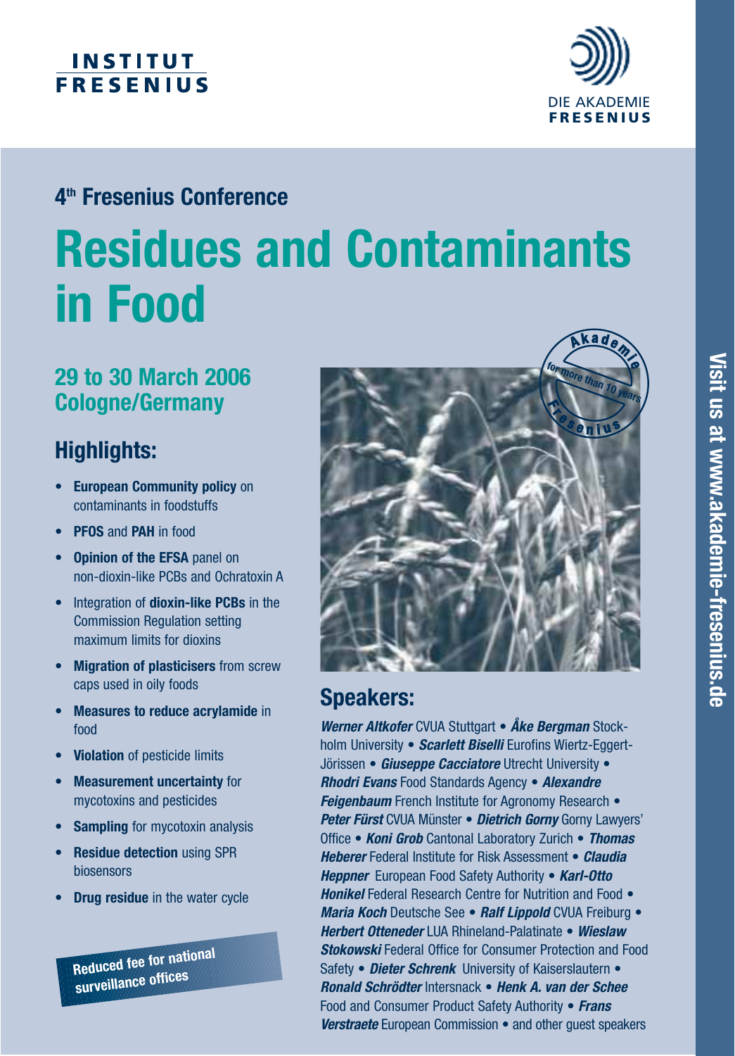INSTITUT FRESENIUS

DIE AKADEMIE FRESENIUS

## 4th Fresenius Conference

# Residues and Contaminants in Food

## 29 to 30 March 2006
## Cologne/Germany

## Highlights:

- **European Community policy** on contaminants in foodstuffs
- **PFOS** and **PAH** in food
- **Opinion of the EFSA** panel on non-dioxin-like PCBs and Ochratoxin A
- Integration of **dioxin-like PCBs** in the Commission Regulation setting maximum limits for dioxins
- **Migration of plasticisers** from screw caps used in oily foods
- **Measures to reduce acrylamide** in food
- **Violation** of pesticide limits
- **Measurement uncertainty** for mycotoxins and pesticides
- **Sampling** for mycotoxin analysis
- **Residue detection** using SPR biosensors
- **Drug residue** in the water cycle

**Reduced fee for national surveillance offices**

Akademie Fresenius – for more than 10 years

## Speakers:

***Werner Altkofer*** CVUA Stuttgart • ***Åke Bergman*** Stockholm University • ***Scarlett Biselli*** Eurofins Wiertz-Eggert-Jörissen • ***Giuseppe Cacciatore*** Utrecht University • ***Rhodri Evans*** Food Standards Agency • ***Alexandre Feigenbaum*** French Institute for Agronomy Research • ***Peter Fürst*** CVUA Münster • ***Dietrich Gorny*** Gorny Lawyers' Office • ***Koni Grob*** Cantonal Laboratory Zurich • ***Thomas Heberer*** Federal Institute for Risk Assessment • ***Claudia Heppner*** European Food Safety Authority • ***Karl-Otto Honikel*** Federal Research Centre for Nutrition and Food • ***Maria Koch*** Deutsche See • ***Ralf Lippold*** CVUA Freiburg • ***Herbert Otteneder*** LUA Rhineland-Palatinate • ***Wieslaw Stokowski*** Federal Office for Consumer Protection and Food Safety • ***Dieter Schrenk*** University of Kaiserslautern • ***Ronald Schrödter*** Intersnack • ***Henk A. van der Schee*** Food and Consumer Product Safety Authority • ***Frans Verstraete*** European Commission • and other guest speakers

Visit us at www.akademie-fresenius.de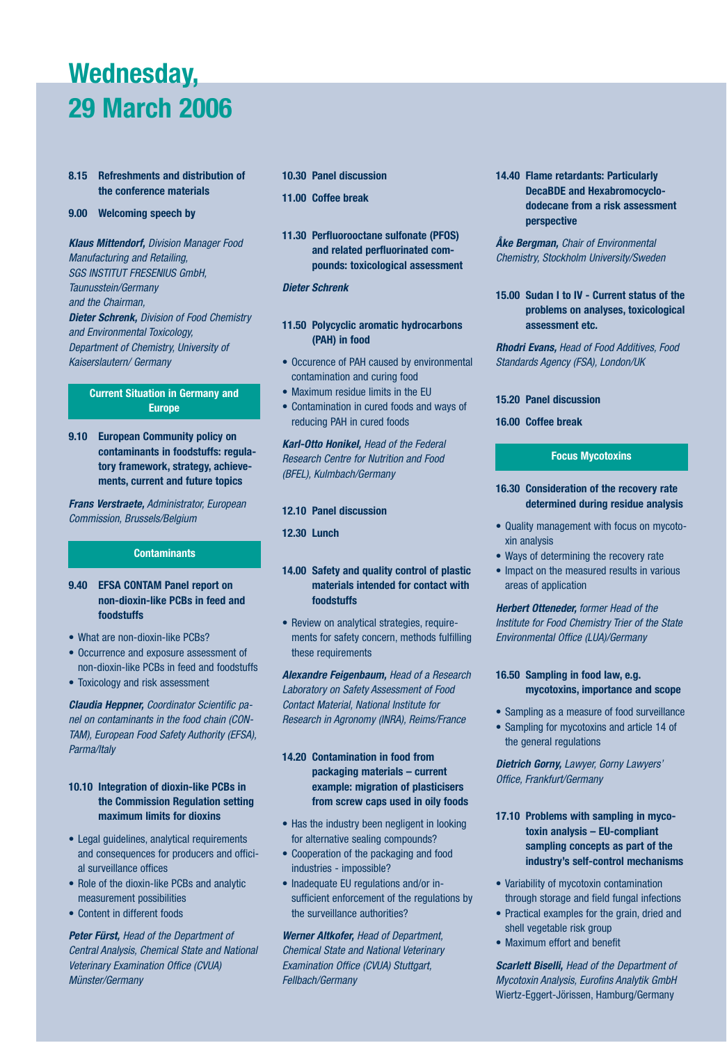# Wednesday, 29 March 2006

**8.15 Refreshments and distribution of the conference materials**

**9.00 Welcoming speech by**

***Klaus Mittendorf,*** *Division Manager Food Manufacturing and Retailing, SGS INSTITUT FRESENIUS GmbH, Taunusstein/Germany*
*and the Chairman,*
***Dieter Schrenk,*** *Division of Food Chemistry and Environmental Toxicology, Department of Chemistry, University of Kaiserslautern/ Germany*

## Current Situation in Germany and Europe

**9.10 European Community policy on contaminants in foodstuffs: regulatory framework, strategy, achievements, current and future topics**

***Frans Verstraete,*** *Administrator, European Commission, Brussels/Belgium*

## Contaminants

**9.40 EFSA CONTAM Panel report on non-dioxin-like PCBs in feed and foodstuffs**

- What are non-dioxin-like PCBs?
- Occurrence and exposure assessment of non-dioxin-like PCBs in feed and foodstuffs
- Toxicology and risk assessment

***Claudia Heppner,*** *Coordinator Scientific panel on contaminants in the food chain (CONTAM), European Food Safety Authority (EFSA), Parma/Italy*

**10.10 Integration of dioxin-like PCBs in the Commission Regulation setting maximum limits for dioxins**

- Legal guidelines, analytical requirements and consequences for producers and official surveillance offices
- Role of the dioxin-like PCBs and analytic measurement possibilities
- Content in different foods

***Peter Fürst,*** *Head of the Department of Central Analysis, Chemical State and National Veterinary Examination Office (CVUA) Münster/Germany*

**10.30 Panel discussion**

**11.00 Coffee break**

**11.30 Perfluorooctane sulfonate (PFOS) and related perfluorinated compounds: toxicological assessment**

***Dieter Schrenk***

**11.50 Polycyclic aromatic hydrocarbons (PAH) in food**

- Occurence of PAH caused by environmental contamination and curing food
- Maximum residue limits in the EU
- Contamination in cured foods and ways of reducing PAH in cured foods

***Karl-Otto Honikel,*** *Head of the Federal Research Centre for Nutrition and Food (BFEL), Kulmbach/Germany*

**12.10 Panel discussion**

**12.30 Lunch**

**14.00 Safety and quality control of plastic materials intended for contact with foodstuffs**

- Review on analytical strategies, requirements for safety concern, methods fulfilling these requirements

***Alexandre Feigenbaum,*** *Head of a Research Laboratory on Safety Assessment of Food Contact Material, National Institute for Research in Agronomy (INRA), Reims/France*

**14.20 Contamination in food from packaging materials – current example: migration of plasticisers from screw caps used in oily foods**

- Has the industry been negligent in looking for alternative sealing compounds?
- Cooperation of the packaging and food industries - impossible?
- Inadequate EU regulations and/or insufficient enforcement of the regulations by the surveillance authorities?

***Werner Altkofer,*** *Head of Department, Chemical State and National Veterinary Examination Office (CVUA) Stuttgart, Fellbach/Germany*

**14.40 Flame retardants: Particularly DecaBDE and Hexabromocyclododecane from a risk assessment perspective**

***Åke Bergman,*** *Chair of Environmental Chemistry, Stockholm University/Sweden*

**15.00 Sudan I to IV - Current status of the problems on analyses, toxicological assessment etc.**

***Rhodri Evans,*** *Head of Food Additives, Food Standards Agency (FSA), London/UK*

**15.20 Panel discussion**

**16.00 Coffee break**

## Focus Mycotoxins

**16.30 Consideration of the recovery rate determined during residue analysis**

- Quality management with focus on mycotoxin analysis
- Ways of determining the recovery rate
- Impact on the measured results in various areas of application

***Herbert Otteneder,*** *former Head of the Institute for Food Chemistry Trier of the State Environmental Office (LUA)/Germany*

**16.50 Sampling in food law, e.g. mycotoxins, importance and scope**

- Sampling as a measure of food surveillance
- Sampling for mycotoxins and article 14 of the general regulations

***Dietrich Gorny,*** *Lawyer, Gorny Lawyers' Office, Frankfurt/Germany*

**17.10 Problems with sampling in mycotoxin analysis – EU-compliant sampling concepts as part of the industry's self-control mechanisms**

- Variability of mycotoxin contamination through storage and field fungal infections
- Practical examples for the grain, dried and shell vegetable risk group
- Maximum effort and benefit

***Scarlett Biselli,*** *Head of the Department of Mycotoxin Analysis, Eurofins Analytik GmbH* Wiertz-Eggert-Jörissen, Hamburg/Germany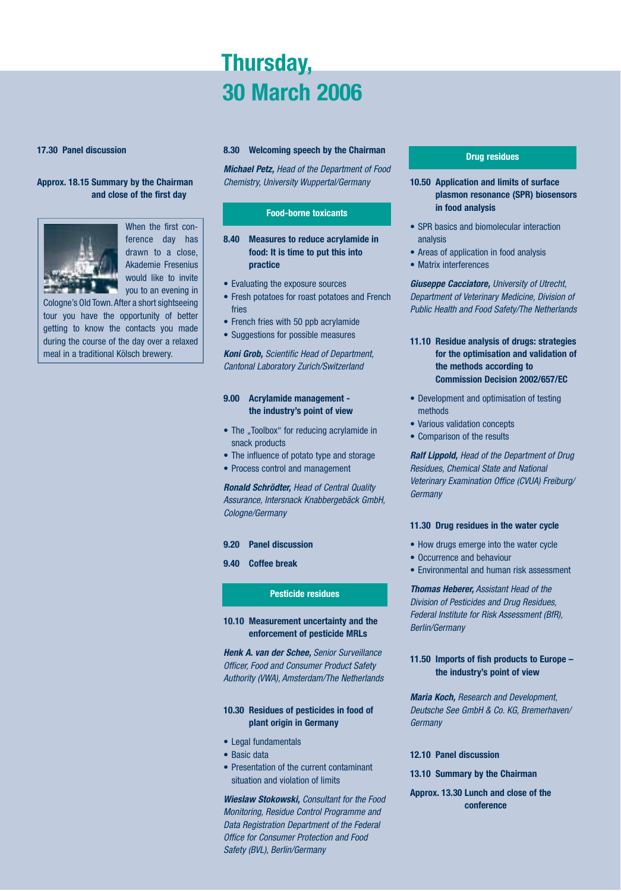**17.30 Panel discussion**

**Approx. 18.15 Summary by the Chairman and close of the first day**

When the first conference day has drawn to a close, Akademie Fresenius would like to invite you to an evening in Cologne's Old Town. After a short sightseeing tour you have the opportunity of better getting to know the contacts you made during the course of the day over a relaxed meal in a traditional Kölsch brewery.

# Thursday, 30 March 2006

**8.30 Welcoming speech by the Chairman**

***Michael Petz,*** *Head of the Department of Food Chemistry, University Wuppertal/Germany*

## Food-borne toxicants

**8.40 Measures to reduce acrylamide in food: It is time to put this into practice**

- Evaluating the exposure sources
- Fresh potatoes for roast potatoes and French fries
- French fries with 50 ppb acrylamide
- Suggestions for possible measures

***Koni Grob,*** *Scientific Head of Department, Cantonal Laboratory Zurich/Switzerland*

**9.00 Acrylamide management - the industry's point of view**

- The „Toolbox“ for reducing acrylamide in snack products
- The influence of potato type and storage
- Process control and management

***Ronald Schrödter,*** *Head of Central Quality Assurance, Intersnack Knabbergebäck GmbH, Cologne/Germany*

**9.20 Panel discussion**

**9.40 Coffee break**

## Pesticide residues

**10.10 Measurement uncertainty and the enforcement of pesticide MRLs**

***Henk A. van der Schee,*** *Senior Surveillance Officer, Food and Consumer Product Safety Authority (VWA), Amsterdam/The Netherlands*

**10.30 Residues of pesticides in food of plant origin in Germany**

- Legal fundamentals
- Basic data
- Presentation of the current contaminant situation and violation of limits

***Wieslaw Stokowski,*** *Consultant for the Food Monitoring, Residue Control Programme and Data Registration Department of the Federal Office for Consumer Protection and Food Safety (BVL), Berlin/Germany*

## Drug residues

**10.50 Application and limits of surface plasmon resonance (SPR) biosensors in food analysis**

- SPR basics and biomolecular interaction analysis
- Areas of application in food analysis
- Matrix interferences

***Giuseppe Cacciatore,*** *University of Utrecht, Department of Veterinary Medicine, Division of Public Health and Food Safety/The Netherlands*

**11.10 Residue analysis of drugs: strategies for the optimisation and validation of the methods according to Commission Decision 2002/657/EC**

- Development and optimisation of testing methods
- Various validation concepts
- Comparison of the results

***Ralf Lippold,*** *Head of the Department of Drug Residues, Chemical State and National Veterinary Examination Office (CVUA) Freiburg/Germany*

**11.30 Drug residues in the water cycle**

- How drugs emerge into the water cycle
- Occurrence and behaviour
- Environmental and human risk assessment

***Thomas Heberer,*** *Assistant Head of the Division of Pesticides and Drug Residues, Federal Institute for Risk Assessment (BfR), Berlin/Germany*

**11.50 Imports of fish products to Europe – the industry's point of view**

***Maria Koch,*** *Research and Development, Deutsche See GmbH & Co. KG, Bremerhaven/Germany*

**12.10 Panel discussion**

**13.10 Summary by the Chairman**

**Approx. 13.30 Lunch and close of the conference**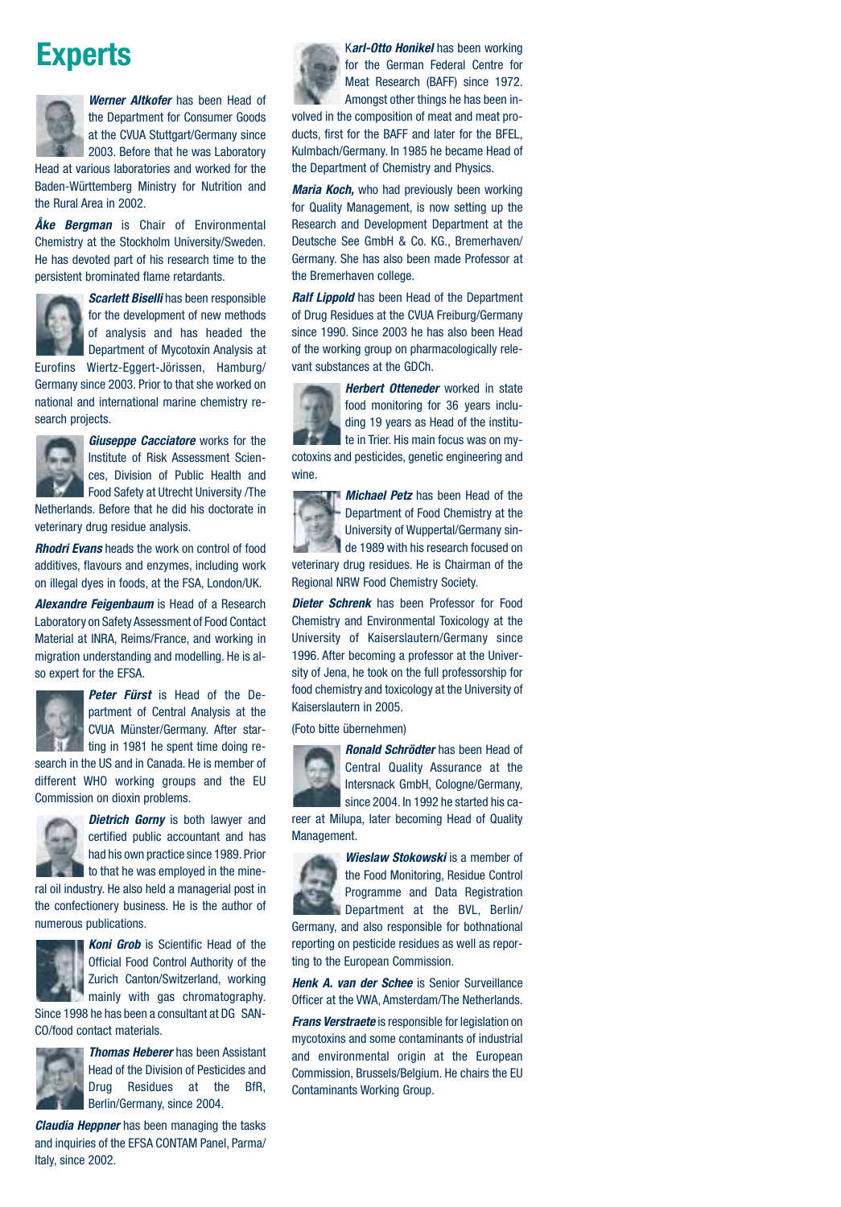# Experts

***Werner Altkofer*** has been Head of the Department for Consumer Goods at the CVUA Stuttgart/Germany since 2003. Before that he was Laboratory Head at various laboratories and worked for the Baden-Württemberg Ministry for Nutrition and the Rural Area in 2002.

***Åke Bergman*** is Chair of Environmental Chemistry at the Stockholm University/Sweden. He has devoted part of his research time to the persistent brominated flame retardants.

***Scarlett Biselli*** has been responsible for the development of new methods of analysis and has headed the Department of Mycotoxin Analysis at Eurofins Wiertz-Eggert-Jörissen, Hamburg/Germany since 2003. Prior to that she worked on national and international marine chemistry research projects.

***Giuseppe Cacciatore*** works for the Institute of Risk Assessment Sciences, Division of Public Health and Food Safety at Utrecht University /The Netherlands. Before that he did his doctorate in veterinary drug residue analysis.

***Rhodri Evans*** heads the work on control of food additives, flavours and enzymes, including work on illegal dyes in foods, at the FSA, London/UK.

***Alexandre Feigenbaum*** is Head of a Research Laboratory on Safety Assessment of Food Contact Material at INRA, Reims/France, and working in migration understanding and modelling. He is also expert for the EFSA.

***Peter Fürst*** is Head of the Department of Central Analysis at the CVUA Münster/Germany. After starting in 1981 he spent time doing research in the US and in Canada. He is member of different WHO working groups and the EU Commission on dioxin problems.

***Dietrich Gorny*** is both lawyer and certified public accountant and has had his own practice since 1989. Prior to that he was employed in the mineral oil industry. He also held a managerial post in the confectionery business. He is the author of numerous publications.

***Koni Grob*** is Scientific Head of the Official Food Control Authority of the Zurich Canton/Switzerland, working mainly with gas chromatography. Since 1998 he has been a consultant at DG SANCO/food contact materials.

***Thomas Heberer*** has been Assistant Head of the Division of Pesticides and Drug Residues at the BfR, Berlin/Germany, since 2004.

***Claudia Heppner*** has been managing the tasks and inquiries of the EFSA CONTAM Panel, Parma/Italy, since 2002.

***Karl-Otto Honikel*** has been working for the German Federal Centre for Meat Research (BAFF) since 1972. Amongst other things he has been involved in the composition of meat and meat products, first for the BAFF and later for the BFEL, Kulmbach/Germany. In 1985 he became Head of the Department of Chemistry and Physics.

***Maria Koch,*** who had previously been working for Quality Management, is now setting up the Research and Development Department at the Deutsche See GmbH & Co. KG., Bremerhaven/Germany. She has also been made Professor at the Bremerhaven college.

***Ralf Lippold*** has been Head of the Department of Drug Residues at the CVUA Freiburg/Germany since 1990. Since 2003 he has also been Head of the working group on pharmacologically relevant substances at the GDCh.

***Herbert Otteneder*** worked in state food monitoring for 36 years including 19 years as Head of the institute in Trier. His main focus was on mycotoxins and pesticides, genetic engineering and wine.

***Michael Petz*** has been Head of the Department of Food Chemistry at the University of Wuppertal/Germany since 1989 with his research focused on veterinary drug residues. He is Chairman of the Regional NRW Food Chemistry Society.

***Dieter Schrenk*** has been Professor for Food Chemistry and Environmental Toxicology at the University of Kaiserslautern/Germany since 1996. After becoming a professor at the University of Jena, he took on the full professorship for food chemistry and toxicology at the University of Kaiserslautern in 2005.

(Foto bitte übernehmen)

***Ronald Schrödter*** has been Head of Central Quality Assurance at the Intersnack GmbH, Cologne/Germany, since 2004. In 1992 he started his career at Milupa, later becoming Head of Quality Management.

***Wieslaw Stokowski*** is a member of the Food Monitoring, Residue Control Programme and Data Registration Department at the BVL, Berlin/Germany, and also responsible for bothnational reporting on pesticide residues as well as reporting to the European Commission.

***Henk A. van der Schee*** is Senior Surveillance Officer at the VWA, Amsterdam/The Netherlands.

***Frans Verstraete*** is responsible for legislation on mycotoxins and some contaminants of industrial and environmental origin at the European Commission, Brussels/Belgium. He chairs the EU Contaminants Working Group.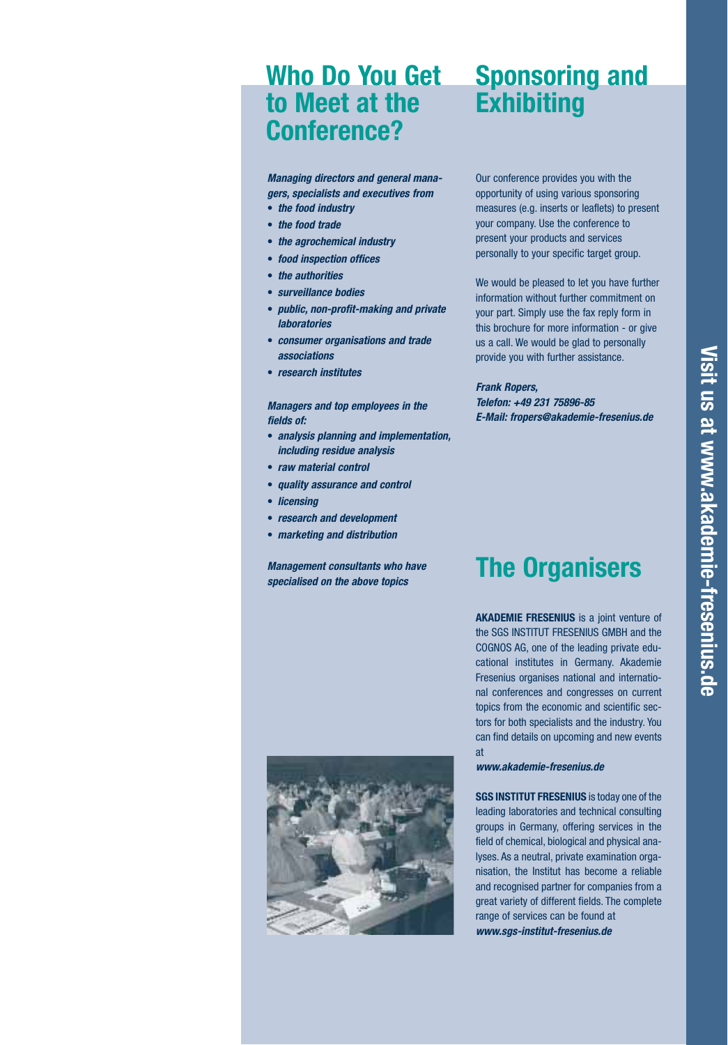## Who Do You Get to Meet at the Conference?

***Managing directors and general managers, specialists and executives from***

- ***the food industry***
- ***the food trade***
- ***the agrochemical industry***
- ***food inspection offices***
- ***the authorities***
- ***surveillance bodies***
- ***public, non-profit-making and private laboratories***
- ***consumer organisations and trade associations***
- ***research institutes***

***Managers and top employees in the fields of:***

- ***analysis planning and implementation, including residue analysis***
- ***raw material control***
- ***quality assurance and control***
- ***licensing***
- ***research and development***
- ***marketing and distribution***

***Management consultants who have specialised on the above topics***

## Sponsoring and Exhibiting

Our conference provides you with the opportunity of using various sponsoring measures (e.g. inserts or leaflets) to present your company. Use the conference to present your products and services personally to your specific target group.

We would be pleased to let you have further information without further commitment on your part. Simply use the fax reply form in this brochure for more information - or give us a call. We would be glad to personally provide you with further assistance.

***Frank Ropers,***
***Telefon: +49 231 75896-85***
***E-Mail: fropers@akademie-fresenius.de***

## The Organisers

**AKADEMIE FRESENIUS** is a joint venture of the SGS INSTITUT FRESENIUS GMBH and the COGNOS AG, one of the leading private educational institutes in Germany. Akademie Fresenius organises national and international conferences and congresses on current topics from the economic and scientific sectors for both specialists and the industry. You can find details on upcoming and new events at

***www.akademie-fresenius.de***

**SGS INSTITUT FRESENIUS** is today one of the leading laboratories and technical consulting groups in Germany, offering services in the field of chemical, biological and physical analyses. As a neutral, private examination organisation, the Institut has become a reliable and recognised partner for companies from a great variety of different fields. The complete range of services can be found at ***www.sgs-institut-fresenius.de***

**Visit us at www.akademie-fresenius.de**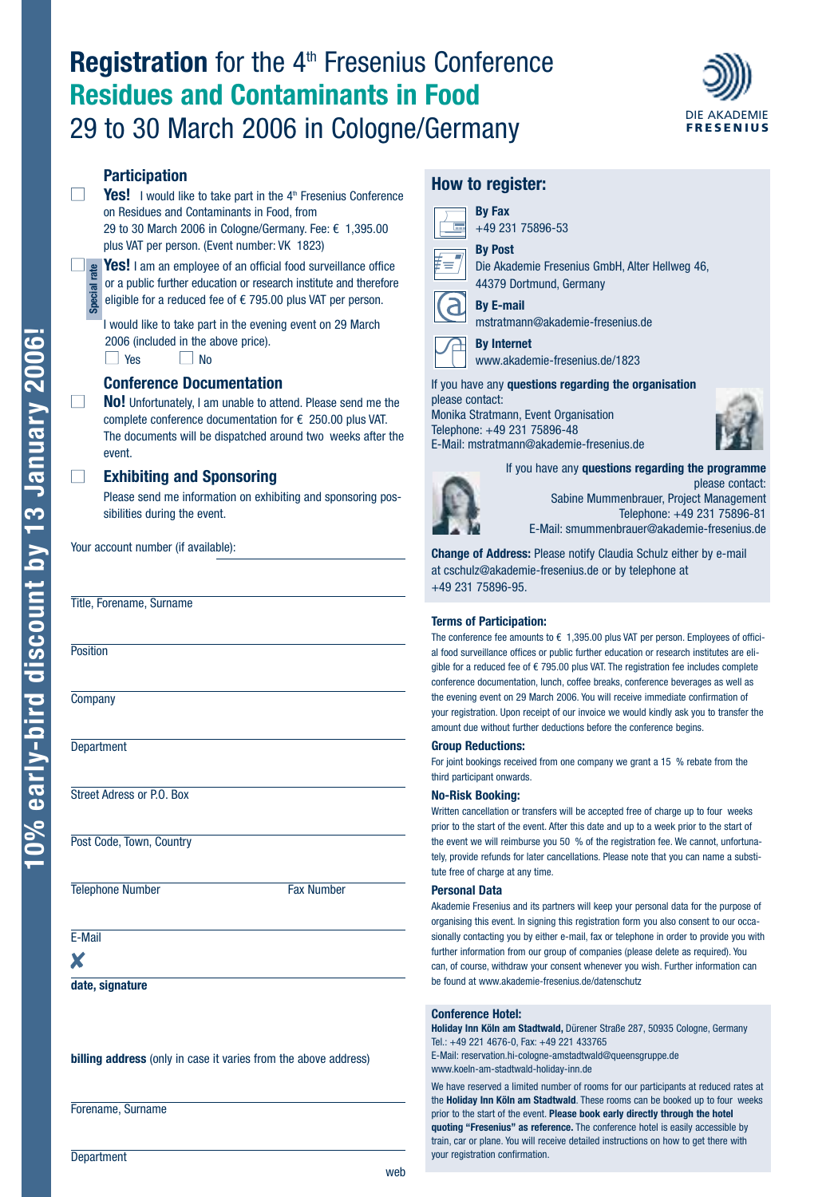# **Registration** for the 4th Fresenius Conference

## **Residues and Contaminants in Food**

29 to 30 March 2006 in Cologne/Germany

DIE AKADEMIE FRESENIUS

**10% early-bird discount by 13 January 2006!**

### Participation

☐ **Yes!** I would like to take part in the 4th Fresenius Conference on Residues and Contaminants in Food, from 29 to 30 March 2006 in Cologne/Germany. Fee: € 1,395.00 plus VAT per person. (Event number: VK 1823)

☐ Special rate **Yes!** I am an employee of an official food surveillance office or a public further education or research institute and therefore eligible for a reduced fee of € 795.00 plus VAT per person.

I would like to take part in the evening event on 29 March 2006 (included in the above price).

☐ Yes ☐ No

### Conference Documentation

☐ **No!** Unfortunately, I am unable to attend. Please send me the complete conference documentation for € 250.00 plus VAT. The documents will be dispatched around two weeks after the event.

### Exhibiting and Sponsoring

☐ Please send me information on exhibiting and sponsoring possibilities during the event.

Your account number (if available):

Title, Forename, Surname

Position

Company

Department

Street Adress or P.O. Box

Post Code, Town, Country

Telephone Number | Fax Number

E-Mail

✘

**date, signature**

**billing address** (only in case it varies from the above address)

Forename, Surname

Department

web

## How to register:

**By Fax**
+49 231 75896-53

**By Post**
Die Akademie Fresenius GmbH, Alter Hellweg 46, 44379 Dortmund, Germany

**By E-mail**
mstratmann@akademie-fresenius.de

**By Internet**
www.akademie-fresenius.de/1823

If you have any **questions regarding the organisation** please contact:
Monika Stratmann, Event Organisation
Telephone: +49 231 75896-48
E-Mail: mstratmann@akademie-fresenius.de

If you have any **questions regarding the programme** please contact:
Sabine Mummenbrauer, Project Management
Telephone: +49 231 75896-81
E-Mail: smummenbrauer@akademie-fresenius.de

**Change of Address:** Please notify Claudia Schulz either by e-mail at cschulz@akademie-fresenius.de or by telephone at +49 231 75896-95.

### Terms of Participation:

The conference fee amounts to € 1,395.00 plus VAT per person. Employees of official food surveillance offices or public further education or research institutes are eligible for a reduced fee of € 795.00 plus VAT. The registration fee includes complete conference documentation, lunch, coffee breaks, conference beverages as well as the evening event on 29 March 2006. You will receive immediate confirmation of your registration. Upon receipt of our invoice we would kindly ask you to transfer the amount due without further deductions before the conference begins.

### Group Reductions:

For joint bookings received from one company we grant a 15 % rebate from the third participant onwards.

### No-Risk Booking:

Written cancellation or transfers will be accepted free of charge up to four weeks prior to the start of the event. After this date and up to a week prior to the start of the event we will reimburse you 50 % of the registration fee. We cannot, unfortunately, provide refunds for later cancellations. Please note that you can name a substitute free of charge at any time.

### Personal Data

Akademie Fresenius and its partners will keep your personal data for the purpose of organising this event. In signing this registration form you also consent to our occasionally contacting you by either e-mail, fax or telephone in order to provide you with further information from our group of companies (please delete as required). You can, of course, withdraw your consent whenever you wish. Further information can be found at www.akademie-fresenius.de/datenschutz

### Conference Hotel:

**Holiday Inn Köln am Stadtwald,** Dürener Straße 287, 50935 Cologne, Germany
Tel.: +49 221 4676-0, Fax: +49 221 433765
E-Mail: reservation.hi-cologne-amstadtwald@queensgruppe.de
www.koeln-am-stadtwald-holiday-inn.de

We have reserved a limited number of rooms for our participants at reduced rates at the **Holiday Inn Köln am Stadtwald**. These rooms can be booked up to four weeks prior to the start of the event. **Please book early directly through the hotel quoting "Fresenius" as reference.** The conference hotel is easily accessible by train, car or plane. You will receive detailed instructions on how to get there with your registration confirmation.